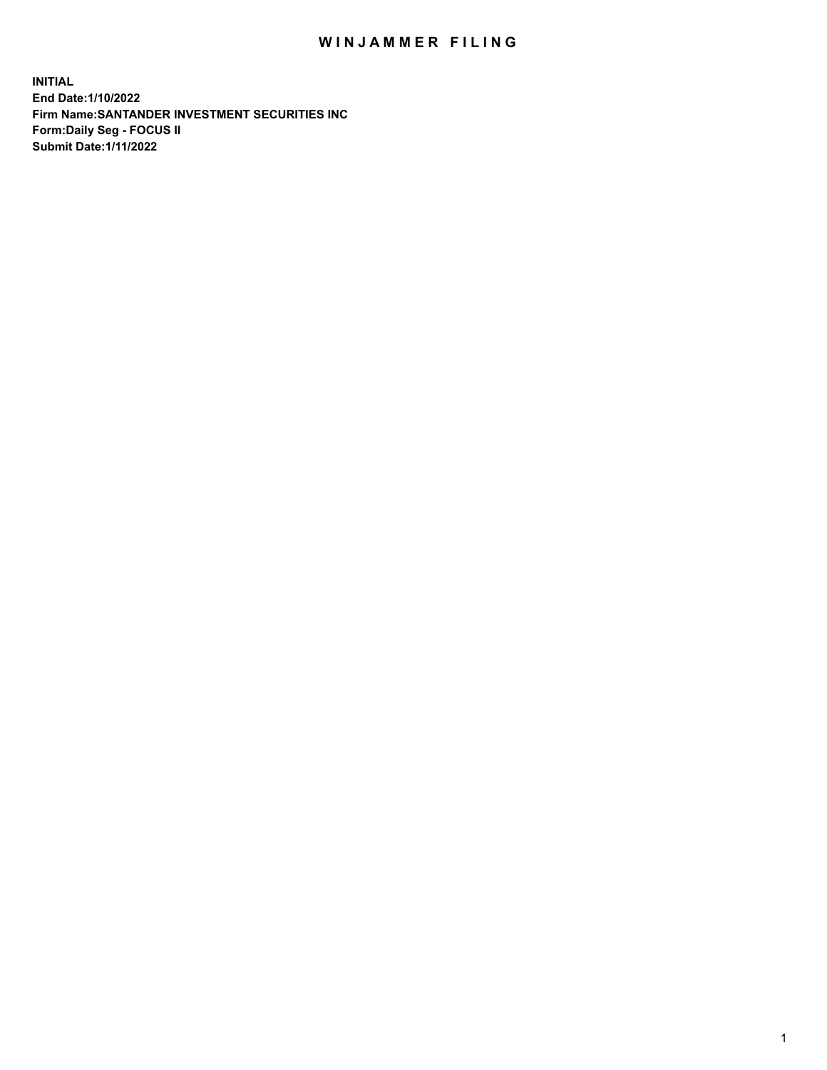# WINJAMMER FILING

**INITIAL**
**End Date:1/10/2022**
**Firm Name:SANTANDER INVESTMENT SECURITIES INC**
**Form:Daily Seg - FOCUS II**
**Submit Date:1/11/2022**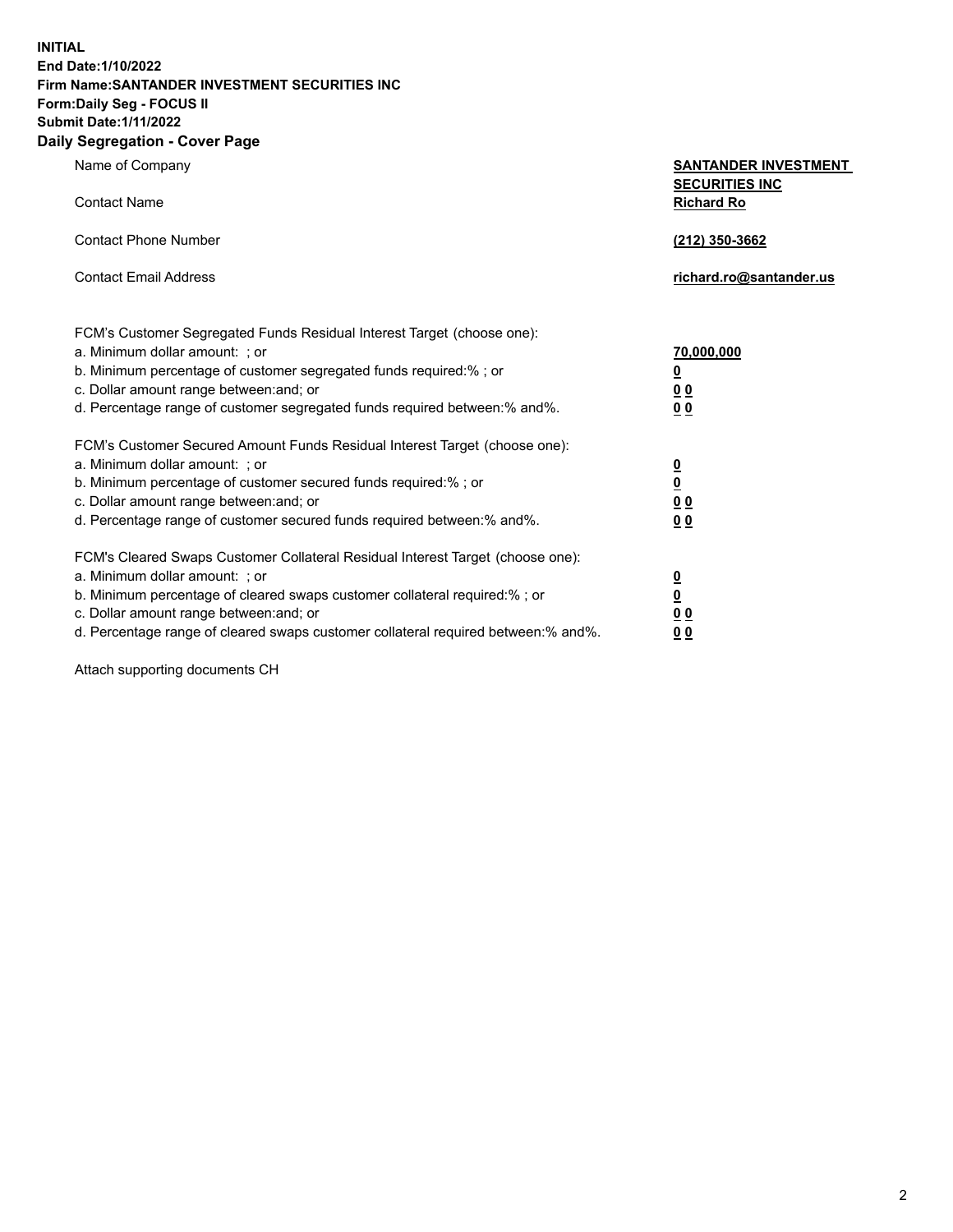**INITIAL**
**End Date:1/10/2022**
**Firm Name:SANTANDER INVESTMENT SECURITIES INC**
**Form:Daily Seg - FOCUS II**
**Submit Date:1/11/2022**

## Daily Segregation - Cover Page

| | |
|---|---|
| Name of Company | **SANTANDER INVESTMENT SECURITIES INC** |
| Contact Name | **Richard Ro** |
| Contact Phone Number | **(212) 350-3662** |
| Contact Email Address | **richard.ro@santander.us** |

| | |
|---|---|
| FCM's Customer Segregated Funds Residual Interest Target (choose one): | |
| a. Minimum dollar amount: ; or | **70,000,000** |
| b. Minimum percentage of customer segregated funds required:% ; or | **0** |
| c. Dollar amount range between:and; or | **0 0** |
| d. Percentage range of customer segregated funds required between:% and%. | **0 0** |
| FCM's Customer Secured Amount Funds Residual Interest Target (choose one): | |
| a. Minimum dollar amount: ; or | **0** |
| b. Minimum percentage of customer secured funds required:% ; or | **0** |
| c. Dollar amount range between:and; or | **0 0** |
| d. Percentage range of customer secured funds required between:% and%. | **0 0** |
| FCM's Cleared Swaps Customer Collateral Residual Interest Target (choose one): | |
| a. Minimum dollar amount: ; or | **0** |
| b. Minimum percentage of cleared swaps customer collateral required:% ; or | **0** |
| c. Dollar amount range between:and; or | **0 0** |
| d. Percentage range of cleared swaps customer collateral required between:% and%. | **0 0** |

Attach supporting documents CH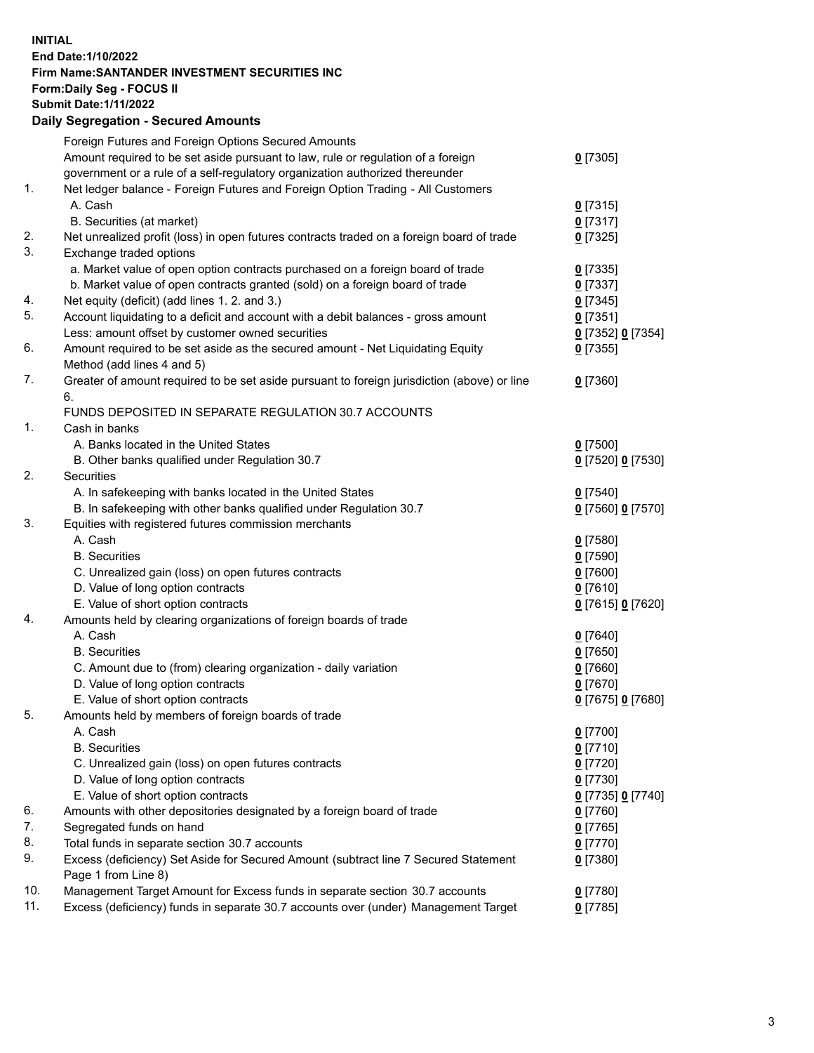**INITIAL**
**End Date:1/10/2022**
**Firm Name:SANTANDER INVESTMENT SECURITIES INC**
**Form:Daily Seg - FOCUS II**
**Submit Date:1/11/2022**

## Daily Segregation - Secured Amounts

| | | |
|---|---|---|
| | Foreign Futures and Foreign Options Secured Amounts | |
| | Amount required to be set aside pursuant to law, rule or regulation of a foreign government or a rule of a self-regulatory organization authorized thereunder | 0 [7305] |
| 1. | Net ledger balance - Foreign Futures and Foreign Option Trading - All Customers | |
| | A. Cash | 0 [7315] |
| | B. Securities (at market) | 0 [7317] |
| 2. | Net unrealized profit (loss) in open futures contracts traded on a foreign board of trade | 0 [7325] |
| 3. | Exchange traded options | |
| | a. Market value of open option contracts purchased on a foreign board of trade | 0 [7335] |
| | b. Market value of open contracts granted (sold) on a foreign board of trade | 0 [7337] |
| 4. | Net equity (deficit) (add lines 1. 2. and 3.) | 0 [7345] |
| 5. | Account liquidating to a deficit and account with a debit balances - gross amount | 0 [7351] |
| | Less: amount offset by customer owned securities | 0 [7352] 0 [7354] |
| 6. | Amount required to be set aside as the secured amount - Net Liquidating Equity Method (add lines 4 and 5) | 0 [7355] |
| 7. | Greater of amount required to be set aside pursuant to foreign jurisdiction (above) or line 6. | 0 [7360] |
| | FUNDS DEPOSITED IN SEPARATE REGULATION 30.7 ACCOUNTS | |
| 1. | Cash in banks | |
| | A. Banks located in the United States | 0 [7500] |
| | B. Other banks qualified under Regulation 30.7 | 0 [7520] 0 [7530] |
| 2. | Securities | |
| | A. In safekeeping with banks located in the United States | 0 [7540] |
| | B. In safekeeping with other banks qualified under Regulation 30.7 | 0 [7560] 0 [7570] |
| 3. | Equities with registered futures commission merchants | |
| | A. Cash | 0 [7580] |
| | B. Securities | 0 [7590] |
| | C. Unrealized gain (loss) on open futures contracts | 0 [7600] |
| | D. Value of long option contracts | 0 [7610] |
| | E. Value of short option contracts | 0 [7615] 0 [7620] |
| 4. | Amounts held by clearing organizations of foreign boards of trade | |
| | A. Cash | 0 [7640] |
| | B. Securities | 0 [7650] |
| | C. Amount due to (from) clearing organization - daily variation | 0 [7660] |
| | D. Value of long option contracts | 0 [7670] |
| | E. Value of short option contracts | 0 [7675] 0 [7680] |
| 5. | Amounts held by members of foreign boards of trade | |
| | A. Cash | 0 [7700] |
| | B. Securities | 0 [7710] |
| | C. Unrealized gain (loss) on open futures contracts | 0 [7720] |
| | D. Value of long option contracts | 0 [7730] |
| | E. Value of short option contracts | 0 [7735] 0 [7740] |
| 6. | Amounts with other depositories designated by a foreign board of trade | 0 [7760] |
| 7. | Segregated funds on hand | 0 [7765] |
| 8. | Total funds in separate section 30.7 accounts | 0 [7770] |
| 9. | Excess (deficiency) Set Aside for Secured Amount (subtract line 7 Secured Statement Page 1 from Line 8) | 0 [7380] |
| 10. | Management Target Amount for Excess funds in separate section 30.7 accounts | 0 [7780] |
| 11. | Excess (deficiency) funds in separate 30.7 accounts over (under) Management Target | 0 [7785] |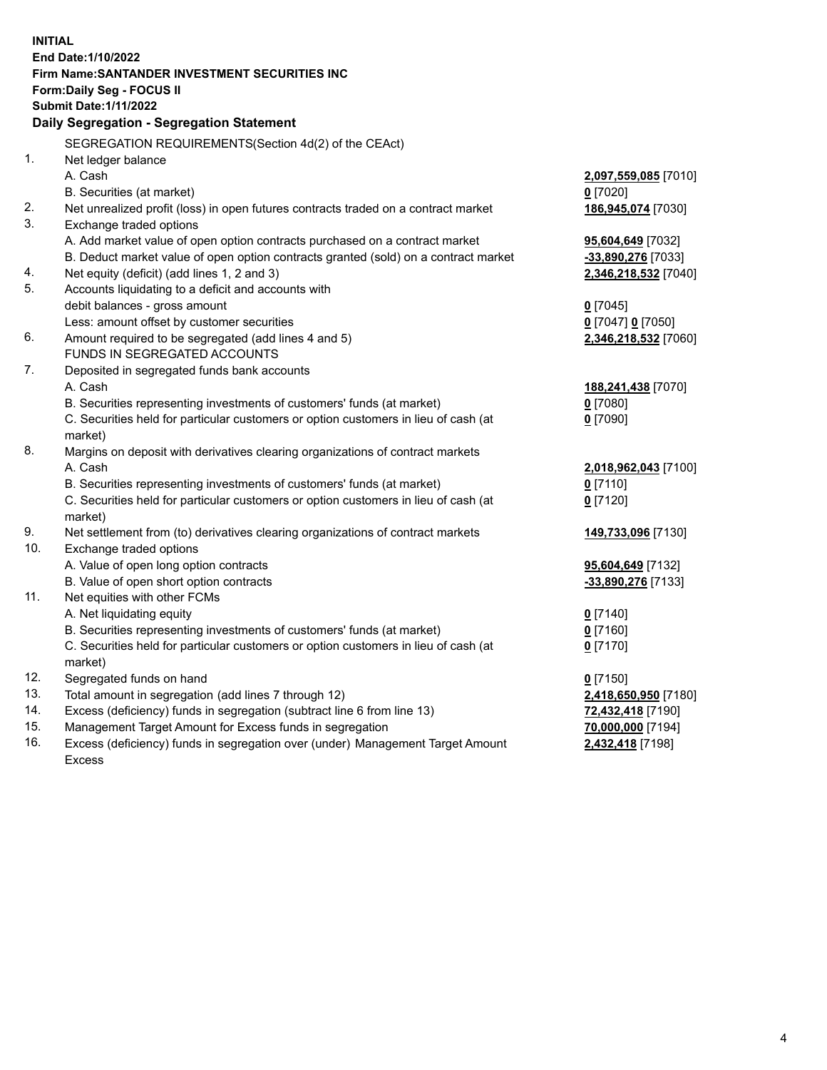**INITIAL**
**End Date:1/10/2022**
**Firm Name:SANTANDER INVESTMENT SECURITIES INC**
**Form:Daily Seg - FOCUS II**
**Submit Date:1/11/2022**

### Daily Segregation - Segregation Statement

| | | |
|---|---|---|
| | SEGREGATION REQUIREMENTS(Section 4d(2) of the CEAct) | |
| 1. | Net ledger balance | |
| | A. Cash | **2,097,559,085** [7010] |
| | B. Securities (at market) | **0** [7020] |
| 2. | Net unrealized profit (loss) in open futures contracts traded on a contract market | **186,945,074** [7030] |
| 3. | Exchange traded options | |
| | A. Add market value of open option contracts purchased on a contract market | **95,604,649** [7032] |
| | B. Deduct market value of open option contracts granted (sold) on a contract market | **-33,890,276** [7033] |
| 4. | Net equity (deficit) (add lines 1, 2 and 3) | **2,346,218,532** [7040] |
| 5. | Accounts liquidating to a deficit and accounts with | |
| | debit balances - gross amount | **0** [7045] |
| | Less: amount offset by customer securities | **0** [7047] **0** [7050] |
| 6. | Amount required to be segregated (add lines 4 and 5) | **2,346,218,532** [7060] |
| | FUNDS IN SEGREGATED ACCOUNTS | |
| 7. | Deposited in segregated funds bank accounts | |
| | A. Cash | **188,241,438** [7070] |
| | B. Securities representing investments of customers' funds (at market) | **0** [7080] |
| | C. Securities held for particular customers or option customers in lieu of cash (at market) | **0** [7090] |
| 8. | Margins on deposit with derivatives clearing organizations of contract markets | |
| | A. Cash | **2,018,962,043** [7100] |
| | B. Securities representing investments of customers' funds (at market) | **0** [7110] |
| | C. Securities held for particular customers or option customers in lieu of cash (at market) | **0** [7120] |
| 9. | Net settlement from (to) derivatives clearing organizations of contract markets | **149,733,096** [7130] |
| 10. | Exchange traded options | |
| | A. Value of open long option contracts | **95,604,649** [7132] |
| | B. Value of open short option contracts | **-33,890,276** [7133] |
| 11. | Net equities with other FCMs | |
| | A. Net liquidating equity | **0** [7140] |
| | B. Securities representing investments of customers' funds (at market) | **0** [7160] |
| | C. Securities held for particular customers or option customers in lieu of cash (at market) | **0** [7170] |
| 12. | Segregated funds on hand | **0** [7150] |
| 13. | Total amount in segregation (add lines 7 through 12) | **2,418,650,950** [7180] |
| 14. | Excess (deficiency) funds in segregation (subtract line 6 from line 13) | **72,432,418** [7190] |
| 15. | Management Target Amount for Excess funds in segregation | **70,000,000** [7194] |
| 16. | Excess (deficiency) funds in segregation over (under) Management Target Amount Excess | **2,432,418** [7198] |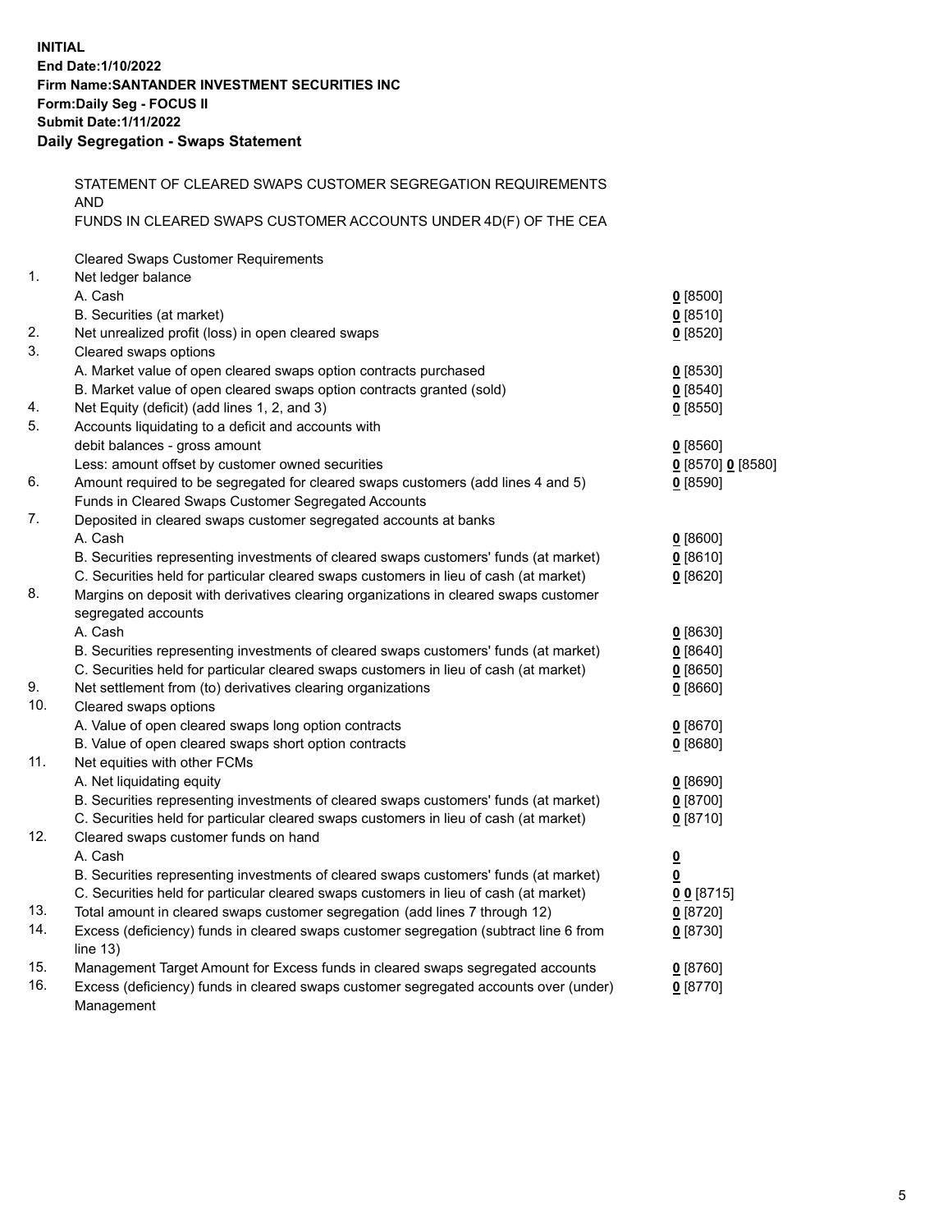**INITIAL**
**End Date:1/10/2022**
**Firm Name:SANTANDER INVESTMENT SECURITIES INC**
**Form:Daily Seg - FOCUS II**
**Submit Date:1/11/2022**
**Daily Segregation - Swaps Statement**

STATEMENT OF CLEARED SWAPS CUSTOMER SEGREGATION REQUIREMENTS AND FUNDS IN CLEARED SWAPS CUSTOMER ACCOUNTS UNDER 4D(F) OF THE CEA

| | | |
|---|---|---|
| | Cleared Swaps Customer Requirements | |
| 1. | Net ledger balance | |
| | A. Cash | 0 [8500] |
| | B. Securities (at market) | 0 [8510] |
| 2. | Net unrealized profit (loss) in open cleared swaps | 0 [8520] |
| 3. | Cleared swaps options | |
| | A. Market value of open cleared swaps option contracts purchased | 0 [8530] |
| | B. Market value of open cleared swaps option contracts granted (sold) | 0 [8540] |
| 4. | Net Equity (deficit) (add lines 1, 2, and 3) | 0 [8550] |
| 5. | Accounts liquidating to a deficit and accounts with debit balances - gross amount | 0 [8560] |
| | Less: amount offset by customer owned securities | 0 [8570] 0 [8580] |
| 6. | Amount required to be segregated for cleared swaps customers (add lines 4 and 5) | 0 [8590] |
| | Funds in Cleared Swaps Customer Segregated Accounts | |
| 7. | Deposited in cleared swaps customer segregated accounts at banks | |
| | A. Cash | 0 [8600] |
| | B. Securities representing investments of cleared swaps customers' funds (at market) | 0 [8610] |
| | C. Securities held for particular cleared swaps customers in lieu of cash (at market) | 0 [8620] |
| 8. | Margins on deposit with derivatives clearing organizations in cleared swaps customer segregated accounts | |
| | A. Cash | 0 [8630] |
| | B. Securities representing investments of cleared swaps customers' funds (at market) | 0 [8640] |
| | C. Securities held for particular cleared swaps customers in lieu of cash (at market) | 0 [8650] |
| 9. | Net settlement from (to) derivatives clearing organizations | 0 [8660] |
| 10. | Cleared swaps options | |
| | A. Value of open cleared swaps long option contracts | 0 [8670] |
| | B. Value of open cleared swaps short option contracts | 0 [8680] |
| 11. | Net equities with other FCMs | |
| | A. Net liquidating equity | 0 [8690] |
| | B. Securities representing investments of cleared swaps customers' funds (at market) | 0 [8700] |
| | C. Securities held for particular cleared swaps customers in lieu of cash (at market) | 0 [8710] |
| 12. | Cleared swaps customer funds on hand | |
| | A. Cash | 0 |
| | B. Securities representing investments of cleared swaps customers' funds (at market) | 0 |
| | C. Securities held for particular cleared swaps customers in lieu of cash (at market) | 0 0 [8715] |
| 13. | Total amount in cleared swaps customer segregation (add lines 7 through 12) | 0 [8720] |
| 14. | Excess (deficiency) funds in cleared swaps customer segregation (subtract line 6 from line 13) | 0 [8730] |
| 15. | Management Target Amount for Excess funds in cleared swaps segregated accounts | 0 [8760] |
| 16. | Excess (deficiency) funds in cleared swaps customer segregated accounts over (under) Management | 0 [8770] |